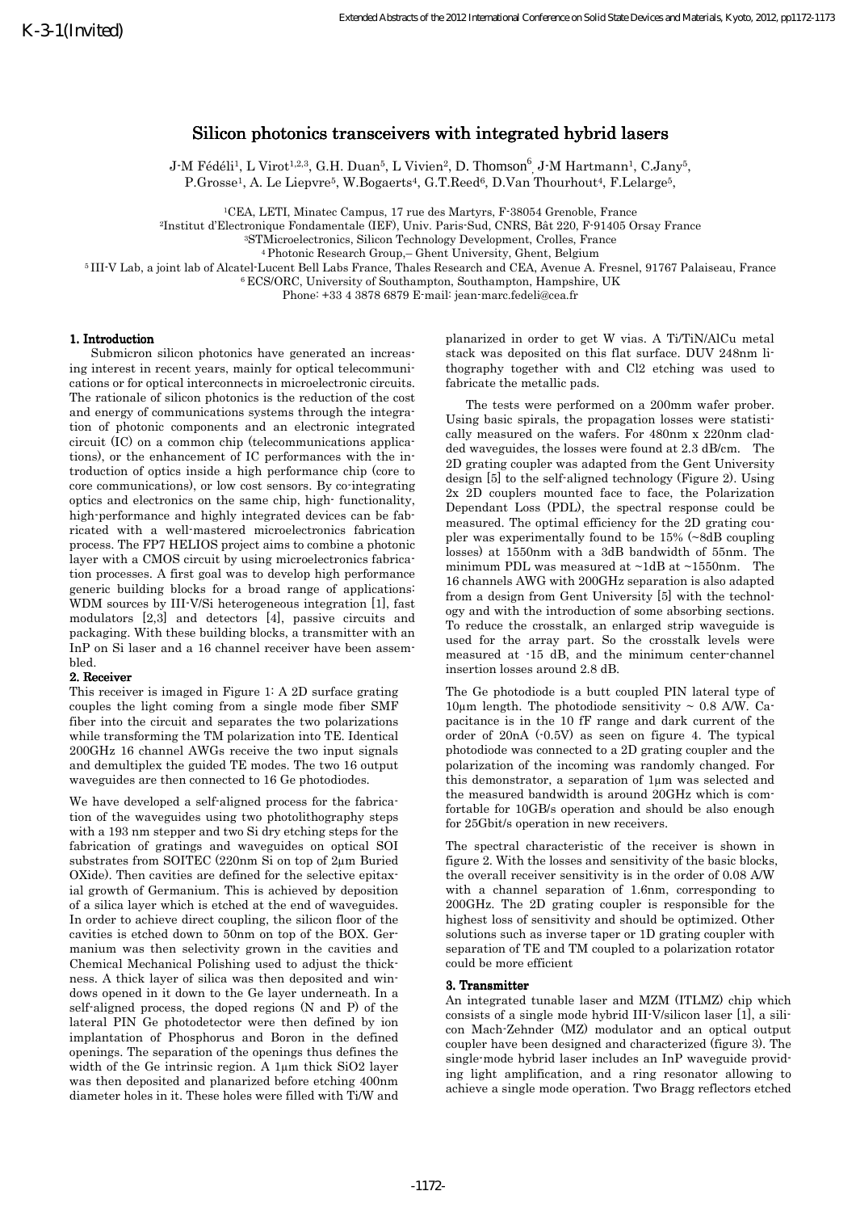K-3-1(Invited)

# Silicon photonics transceivers with integrated hybrid lasers

J-M Fédéli[1], L Virot[1,2,3], G.H. Duan[5], L Vivien[2], D. Thomson[6], J-M Hartmann[1], C.Jany[5], P.Grosse[1], A. Le Liepvre[5], W.Bogaerts[4], G.T.Reed[6], D.Van Thourhout[4], F.Lelarge[5],

[1]CEA, LETI, Minatec Campus, 17 rue des Martyrs, F-38054 Grenoble, France
[2]Institut d'Electronique Fondamentale (IEF), Univ. Paris-Sud, CNRS, Bât 220, F-91405 Orsay France
[3]STMicroelectronics, Silicon Technology Development, Crolles, France
[4] Photonic Research Group,– Ghent University, Ghent, Belgium
[5] III-V Lab, a joint lab of Alcatel-Lucent Bell Labs France, Thales Research and CEA, Avenue A. Fresnel, 91767 Palaiseau, France
[6] ECS/ORC, University of Southampton, Southampton, Hampshire, UK
Phone: +33 4 3878 6879 E-mail: jean-marc.fedeli@cea.fr

## 1. Introduction

Submicron silicon photonics have generated an increasing interest in recent years, mainly for optical telecommunications or for optical interconnects in microelectronic circuits. The rationale of silicon photonics is the reduction of the cost and energy of communications systems through the integration of photonic components and an electronic integrated circuit (IC) on a common chip (telecommunications applications), or the enhancement of IC performances with the introduction of optics inside a high performance chip (core to core communications), or low cost sensors. By co-integrating optics and electronics on the same chip, high- functionality, high-performance and highly integrated devices can be fabricated with a well-mastered microelectronics fabrication process. The FP7 HELIOS project aims to combine a photonic layer with a CMOS circuit by using microelectronics fabrication processes. A first goal was to develop high performance generic building blocks for a broad range of applications: WDM sources by III-V/Si heterogeneous integration [1], fast modulators [2,3] and detectors [4], passive circuits and packaging. With these building blocks, a transmitter with an InP on Si laser and a 16 channel receiver have been assembled.

## 2. Receiver

This receiver is imaged in Figure 1: A 2D surface grating couples the light coming from a single mode fiber SMF fiber into the circuit and separates the two polarizations while transforming the TM polarization into TE. Identical 200GHz 16 channel AWGs receive the two input signals and demultiplex the guided TE modes. The two 16 output waveguides are then connected to 16 Ge photodiodes.

We have developed a self-aligned process for the fabrication of the waveguides using two photolithography steps with a 193 nm stepper and two Si dry etching steps for the fabrication of gratings and waveguides on optical SOI substrates from SOITEC (220nm Si on top of 2µm Buried OXide). Then cavities are defined for the selective epitaxial growth of Germanium. This is achieved by deposition of a silica layer which is etched at the end of waveguides. In order to achieve direct coupling, the silicon floor of the cavities is etched down to 50nm on top of the BOX. Germanium was then selectivity grown in the cavities and Chemical Mechanical Polishing used to adjust the thickness. A thick layer of silica was then deposited and windows opened in it down to the Ge layer underneath. In a self-aligned process, the doped regions (N and P) of the lateral PIN Ge photodetector were then defined by ion implantation of Phosphorus and Boron in the defined openings. The separation of the openings thus defines the width of the Ge intrinsic region. A 1µm thick SiO2 layer was then deposited and planarized before etching 400nm diameter holes in it. These holes were filled with Ti/W and planarized in order to get W vias. A Ti/TiN/AlCu metal stack was deposited on this flat surface. DUV 248nm lithography together with and Cl2 etching was used to fabricate the metallic pads.

The tests were performed on a 200mm wafer prober. Using basic spirals, the propagation losses were statistically measured on the wafers. For 480nm x 220nm cladded waveguides, the losses were found at 2.3 dB/cm. The 2D grating coupler was adapted from the Gent University design [5] to the self-aligned technology (Figure 2). Using 2x 2D couplers mounted face to face, the Polarization Dependant Loss (PDL), the spectral response could be measured. The optimal efficiency for the 2D grating coupler was experimentally found to be 15% (~8dB coupling losses) at 1550nm with a 3dB bandwidth of 55nm. The minimum PDL was measured at ~1dB at ~1550nm. The 16 channels AWG with 200GHz separation is also adapted from a design from Gent University [5] with the technology and with the introduction of some absorbing sections. To reduce the crosstalk, an enlarged strip waveguide is used for the array part. So the crosstalk levels were measured at -15 dB, and the minimum center-channel insertion losses around 2.8 dB.

The Ge photodiode is a butt coupled PIN lateral type of 10µm length. The photodiode sensitivity ~ 0.8 A/W. Capacitance is in the 10 fF range and dark current of the order of 20nA (-0.5V) as seen on figure 4. The typical photodiode was connected to a 2D grating coupler and the polarization of the incoming was randomly changed. For this demonstrator, a separation of 1µm was selected and the measured bandwidth is around 20GHz which is comfortable for 10GB/s operation and should be also enough for 25Gbit/s operation in new receivers.

The spectral characteristic of the receiver is shown in figure 2. With the losses and sensitivity of the basic blocks, the overall receiver sensitivity is in the order of 0.08 A/W with a channel separation of 1.6nm, corresponding to 200GHz. The 2D grating coupler is responsible for the highest loss of sensitivity and should be optimized. Other solutions such as inverse taper or 1D grating coupler with separation of TE and TM coupled to a polarization rotator could be more efficient

## 3. Transmitter

An integrated tunable laser and MZM (ITLMZ) chip which consists of a single mode hybrid III-V/silicon laser [1], a silicon Mach-Zehnder (MZ) modulator and an optical output coupler have been designed and characterized (figure 3). The single-mode hybrid laser includes an InP waveguide providing light amplification, and a ring resonator allowing to achieve a single mode operation. Two Bragg reflectors etched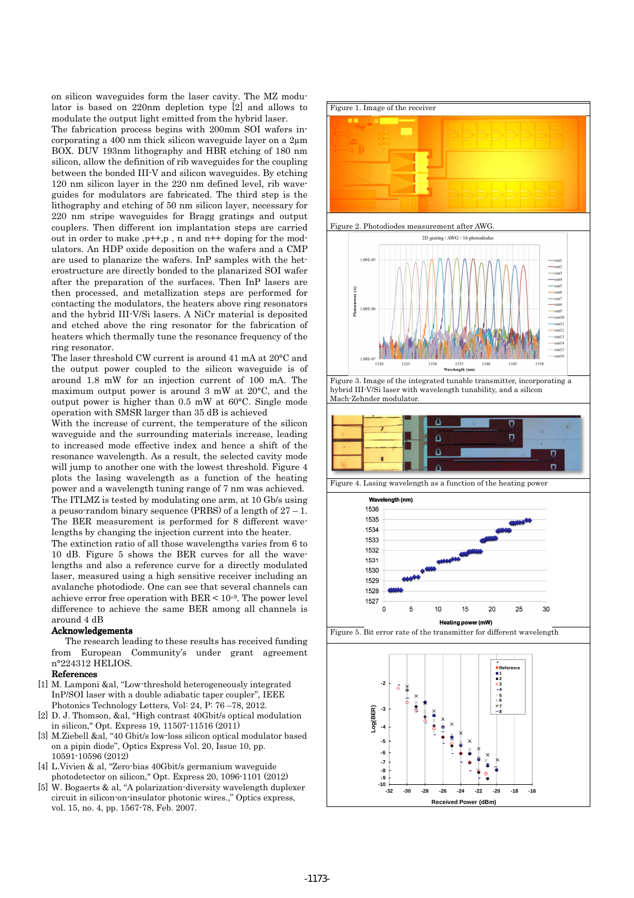on silicon waveguides form the laser cavity. The MZ modulator is based on 220nm depletion type [2] and allows to modulate the output light emitted from the hybrid laser.

The fabrication process begins with 200mm SOI wafers incorporating a 400 nm thick silicon waveguide layer on a 2µm BOX. DUV 193nm lithography and HBR etching of 180 nm silicon, allow the definition of rib waveguides for the coupling between the bonded III-V and silicon waveguides. By etching 120 nm silicon layer in the 220 nm defined level, rib waveguides for modulators are fabricated. The third step is the lithography and etching of 50 nm silicon layer, necessary for 220 nm stripe waveguides for Bragg gratings and output couplers. Then different ion implantation steps are carried out in order to make ,p++,p , n and n++ doping for the modulators. An HDP oxide deposition on the wafers and a CMP are used to planarize the wafers. InP samples with the heterostructure are directly bonded to the planarized SOI wafer after the preparation of the surfaces. Then InP lasers are then processed, and metallization steps are performed for contacting the modulators, the heaters above ring resonators and the hybrid III-V/Si lasers. A NiCr material is deposited and etched above the ring resonator for the fabrication of heaters which thermally tune the resonance frequency of the ring resonator.

The laser threshold CW current is around 41 mA at 20°C and the output power coupled to the silicon waveguide is of around 1.8 mW for an injection current of 100 mA. The maximum output power is around 3 mW at 20°C, and the output power is higher than 0.5 mW at 60°C. Single mode operation with SMSR larger than 35 dB is achieved

With the increase of current, the temperature of the silicon waveguide and the surrounding materials increase, leading to increased mode effective index and hence a shift of the resonance wavelength. As a result, the selected cavity mode will jump to another one with the lowest threshold. Figure 4 plots the lasing wavelength as a function of the heating power and a wavelength tuning range of 7 nm was achieved.

The ITLMZ is tested by modulating one arm, at 10 Gb/s using a peuso-random binary sequence (PRBS) of a length of 27 – 1. The BER measurement is performed for 8 different wavelengths by changing the injection current into the heater.

The extinction ratio of all those wavelengths varies from 6 to 10 dB. Figure 5 shows the BER curves for all the wavelengths and also a reference curve for a directly modulated laser, measured using a high sensitive receiver including an avalanche photodiode. One can see that several channels can achieve error free operation with BER < $10^{-9}$. The power level difference to achieve the same BER among all channels is around 4 dB

## Acknowledgements

The research leading to these results has received funding from European Community's under grant agreement n°224312 HELIOS.

## References

[1] M. Lamponi &al, "Low-threshold heterogeneously integrated InP/SOI laser with a double adiabatic taper coupler", IEEE Photonics Technology Letters, Vol: 24, P: 76 –78, 2012.

[2] D. J. Thomson, &al, "High contrast 40Gbit/s optical modulation in silicon," Opt. Express 19, 11507-11516 (2011)

[3] M.Ziebell &al, "40 Gbit/s low-loss silicon optical modulator based on a pipin diode", Optics Express Vol. 20, Issue 10, pp. 10591-10596 (2012)

[4] L.Vivien & al, "Zero-bias 40Gbit/s germanium waveguide photodetector on silicon," Opt. Express 20, 1096-1101 (2012)

[5] W. Bogaerts & al, "A polarization-diversity wavelength duplexer circuit in silicon-on-insulator photonic wires.," Optics express, vol. 15, no. 4, pp. 1567-78, Feb. 2007.

Figure 1. Image of the receiver

Figure 2. Photodiodes measurement after AWG.

2D grating / AWG / 16 photodiodes
1,00E-05
1,00E-06
1,00E-07
Photocurrent (A)
1520 1525 1530 1535 1540 1545 1550
Wavelength (nm)
out1 out2 out3 out4 out5 out6 out7 out8 out9 out10 out11 out12 out13 out14 out15 out16

Figure 3. Image of the integrated tunable transmitter, incorporating a hybrid III-V/Si laser with wavelength tunability, and a silicon Mach-Zehnder modulator.

Figure 4. Lasing wavelength as a function of the heating power

Wavelength (nm)
1536 1535 1534 1533 1532 1531 1530 1529 1528 1527
0 5 10 15 20 25 30
Heating power (mW)

Figure 5. Bit error rate of the transmitter for different wavelength

Log(BER)
-2 -3 -4 -5 -6 -7 -8 -9 -10
-32 -30 -28 -26 -24 -22 -20 -18 -16
Received Power (dBm)
Reference 1 2 3 4 5 6 7 8